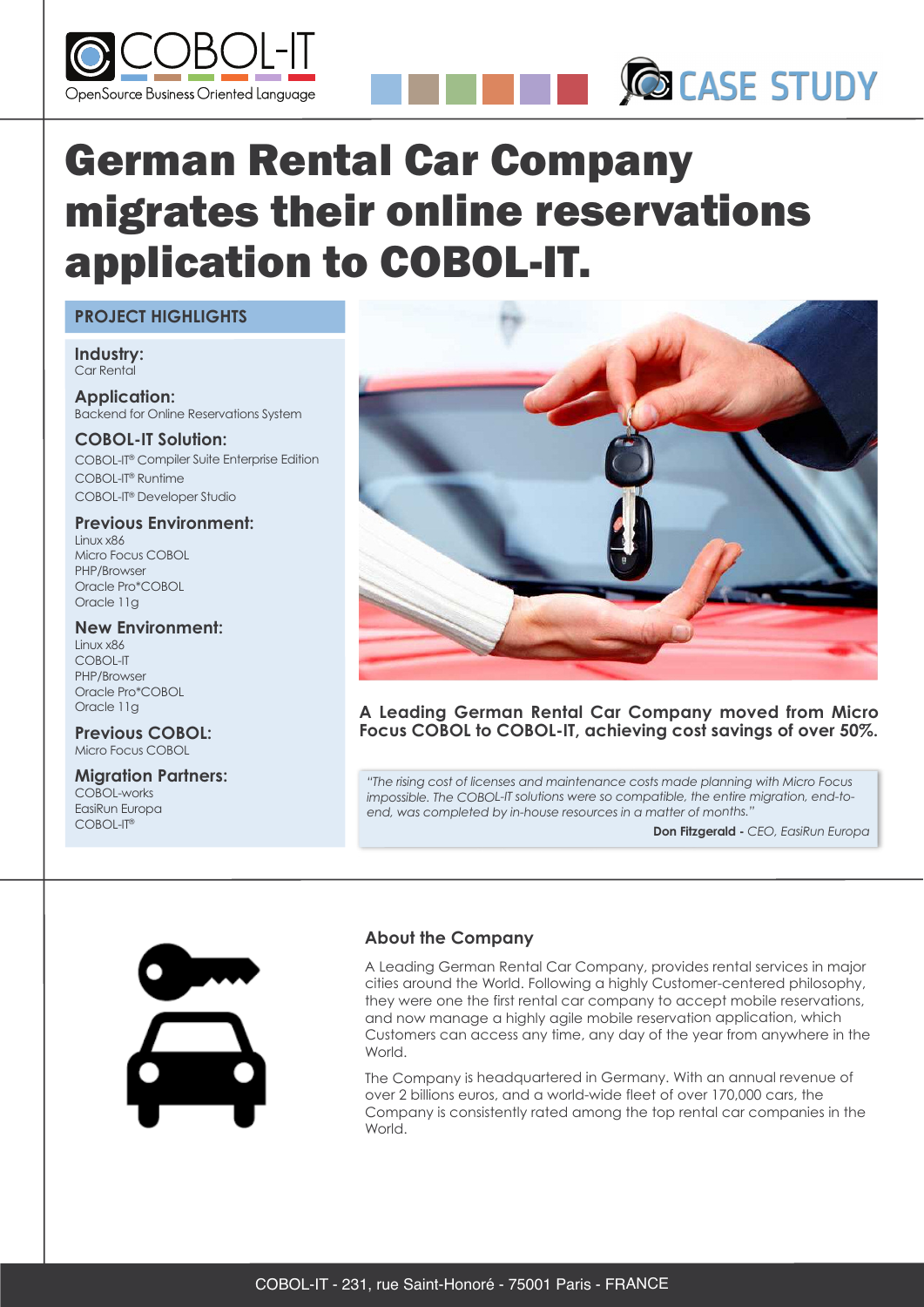# German Rental Car Company migrates their online reservations application to COBOL-IT.

## PROJECT HIGHLIGHTS

**Industry:**
Car Rental

**Application:**
Backend for Online Reservations System

**COBOL-IT Solution:**
COBOL-IT® Compiler Suite Enterprise Edition
COBOL-IT® Runtime
COBOL-IT® Developer Studio

**Previous Environment:**
Linux x86
Micro Focus COBOL
PHP/Browser
Oracle Pro*COBOL
Oracle 11g

**New Environment:**
Linux x86
COBOL-IT
PHP/Browser
Oracle Pro*COBOL
Oracle 11g

**Previous COBOL:**
Micro Focus COBOL

**Migration Partners:**
COBOL-works
EasiRun Europa
COBOL-IT®

**A Leading German Rental Car Company moved from Micro Focus COBOL to COBOL-IT, achieving cost savings of over 50%.**

> *"The rising cost of licenses and maintenance costs made planning with Micro Focus impossible. The COBOL-IT solutions were so compatible, the entire migration, end-to-end, was completed by in-house resources in a matter of months."*
>
> **Don Fitzgerald -** *CEO, EasiRun Europa*

## About the Company

A Leading German Rental Car Company, provides rental services in major cities around the World. Following a highly Customer-centered philosophy, they were one the first rental car company to accept mobile reservations, and now manage a highly agile mobile reservation application, which Customers can access any time, any day of the year from anywhere in the World.

The Company is headquartered in Germany. With an annual revenue of over 2 billions euros, and a world-wide fleet of over 170,000 cars, the Company is consistently rated among the top rental car companies in the World.

COBOL-IT - 231, rue Saint-Honoré - 75001 Paris - FRANCE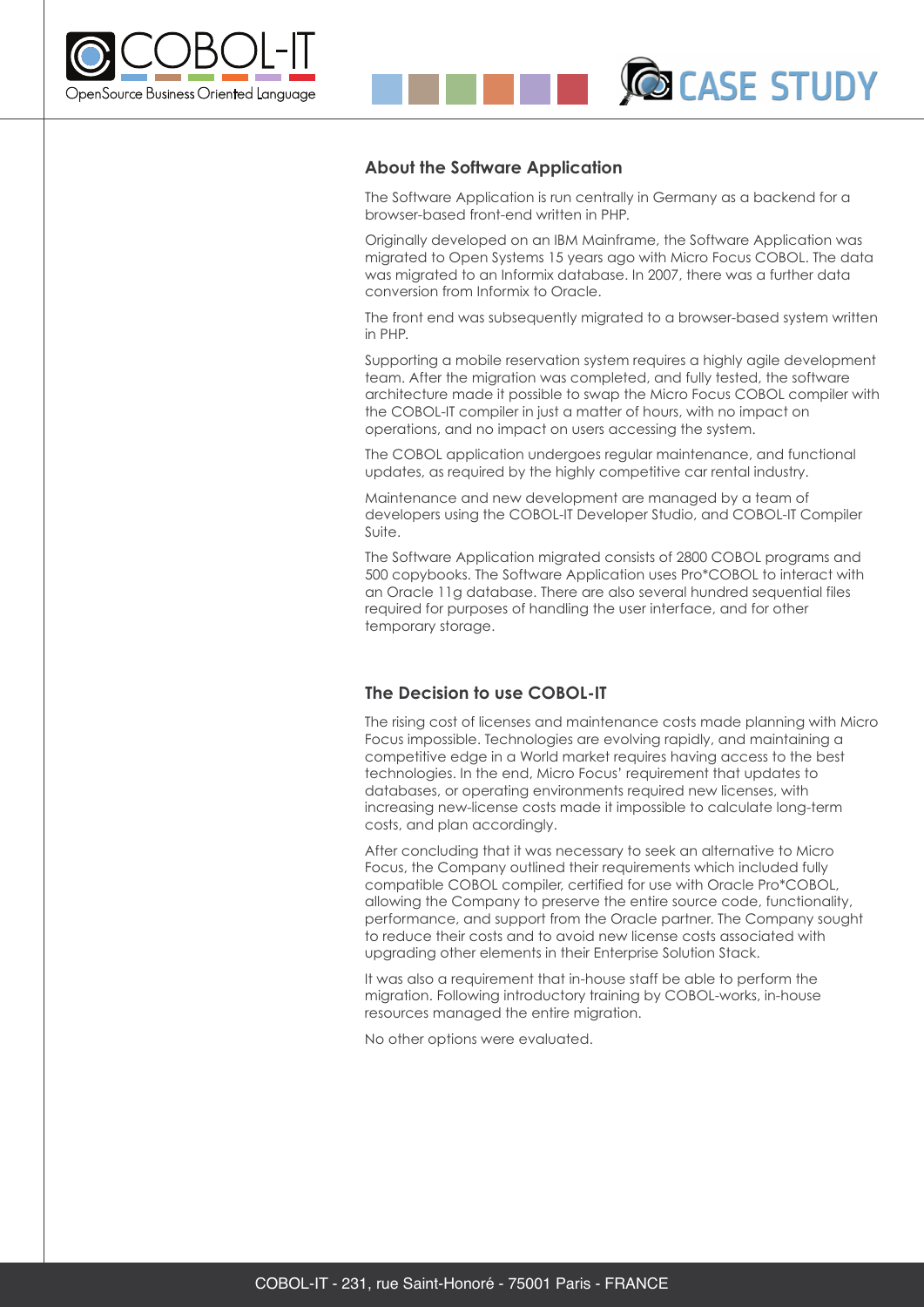## About the Software Application

The Software Application is run centrally in Germany as a backend for a browser-based front-end written in PHP.

Originally developed on an IBM Mainframe, the Software Application was migrated to Open Systems 15 years ago with Micro Focus COBOL. The data was migrated to an Informix database. In 2007, there was a further data conversion from Informix to Oracle.

The front end was subsequently migrated to a browser-based system written in PHP.

Supporting a mobile reservation system requires a highly agile development team. After the migration was completed, and fully tested, the software architecture made it possible to swap the Micro Focus COBOL compiler with the COBOL-IT compiler in just a matter of hours, with no impact on operations, and no impact on users accessing the system.

The COBOL application undergoes regular maintenance, and functional updates, as required by the highly competitive car rental industry.

Maintenance and new development are managed by a team of developers using the COBOL-IT Developer Studio, and COBOL-IT Compiler Suite.

The Software Application migrated consists of 2800 COBOL programs and 500 copybooks. The Software Application uses Pro*COBOL to interact with an Oracle 11g database. There are also several hundred sequential files required for purposes of handling the user interface, and for other temporary storage.

## The Decision to use COBOL-IT

The rising cost of licenses and maintenance costs made planning with Micro Focus impossible. Technologies are evolving rapidly, and maintaining a competitive edge in a World market requires having access to the best technologies. In the end, Micro Focus' requirement that updates to databases, or operating environments required new licenses, with increasing new-license costs made it impossible to calculate long-term costs, and plan accordingly.

After concluding that it was necessary to seek an alternative to Micro Focus, the Company outlined their requirements which included fully compatible COBOL compiler, certified for use with Oracle Pro*COBOL, allowing the Company to preserve the entire source code, functionality, performance, and support from the Oracle partner. The Company sought to reduce their costs and to avoid new license costs associated with upgrading other elements in their Enterprise Solution Stack.

It was also a requirement that in-house staff be able to perform the migration. Following introductory training by COBOL-works, in-house resources managed the entire migration.

No other options were evaluated.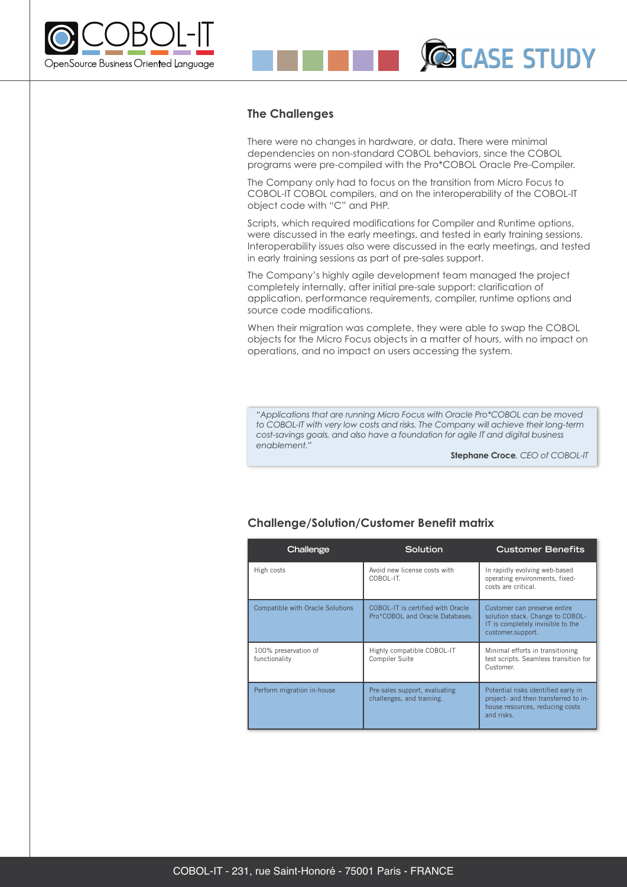## The Challenges

There were no changes in hardware, or data. There were minimal dependencies on non-standard COBOL behaviors, since the COBOL programs were pre-compiled with the Pro*COBOL Oracle Pre-Compiler.

The Company only had to focus on the transition from Micro Focus to COBOL-IT COBOL compilers, and on the interoperability of the COBOL-IT object code with "C" and PHP.

Scripts, which required modifications for Compiler and Runtime options, were discussed in the early meetings, and tested in early training sessions. Interoperability issues also were discussed in the early meetings, and tested in early training sessions as part of pre-sales support.

The Company's highly agile development team managed the project completely internally, after initial pre-sale support: clarification of application, performance requirements, compiler, runtime options and source code modifications.

When their migration was complete, they were able to swap the COBOL objects for the Micro Focus objects in a matter of hours, with no impact on operations, and no impact on users accessing the system.

> *"Applications that are running Micro Focus with Oracle Pro*COBOL can be moved to COBOL-IT with very low costs and risks. The Company will achieve their long-term cost-savings goals, and also have a foundation for agile IT and digital business enablement."*
>
> **Stephane Croce**, *CEO of COBOL-IT*

## Challenge/Solution/Customer Benefit matrix

| Challenge | Solution | Customer Benefits |
|---|---|---|
| High costs | Avoid new license costs with COBOL-IT. | In rapidly evolving web-based operating environments, fixed-costs are critical. |
| Compatible with Oracle Solutions | COBOL-IT is certified with Oracle Pro*COBOL and Oracle Databases. | Customer can preserve entire solution stack. Change to COBOL-IT is completely invisible to the customer.support. |
| 100% preservation of functionality | Highly compatible COBOL-IT Compiler Suite | Minimal efforts in transitioning test scripts. Seamless transition for Customer. |
| Perform migration in-house | Pre-sales support, evaluating challenges, and training. | Potential risks identified early in project- and then transferred to in-house resources, reducing costs and risks. |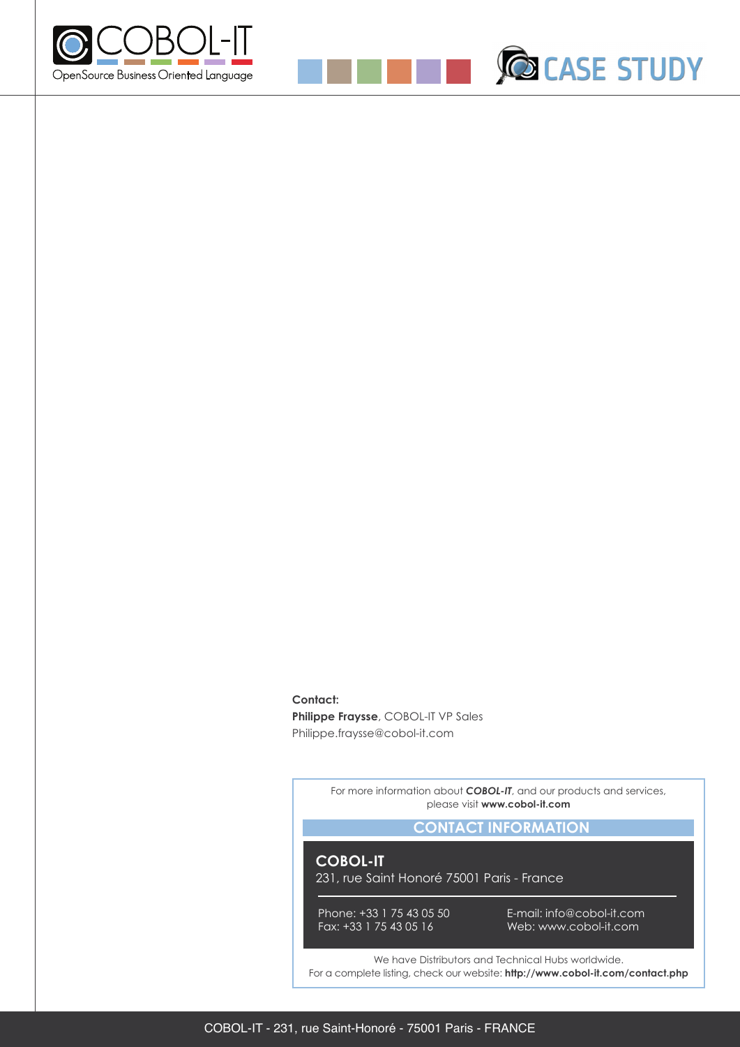**Contact:**
**Philippe Fraysse**, COBOL-IT VP Sales
Philippe.fraysse@cobol-it.com

For more information about ***COBOL-IT***, and our products and services, please visit **www.cobol-it.com**

## CONTACT INFORMATION

**COBOL-IT**
231, rue Saint Honoré 75001 Paris - France

Phone: +33 1 75 43 05 50
Fax: +33 1 75 43 05 16

E-mail: info@cobol-it.com
Web: www.cobol-it.com

We have Distributors and Technical Hubs worldwide.
For a complete listing, check our website: **http://www.cobol-it.com/contact.php**